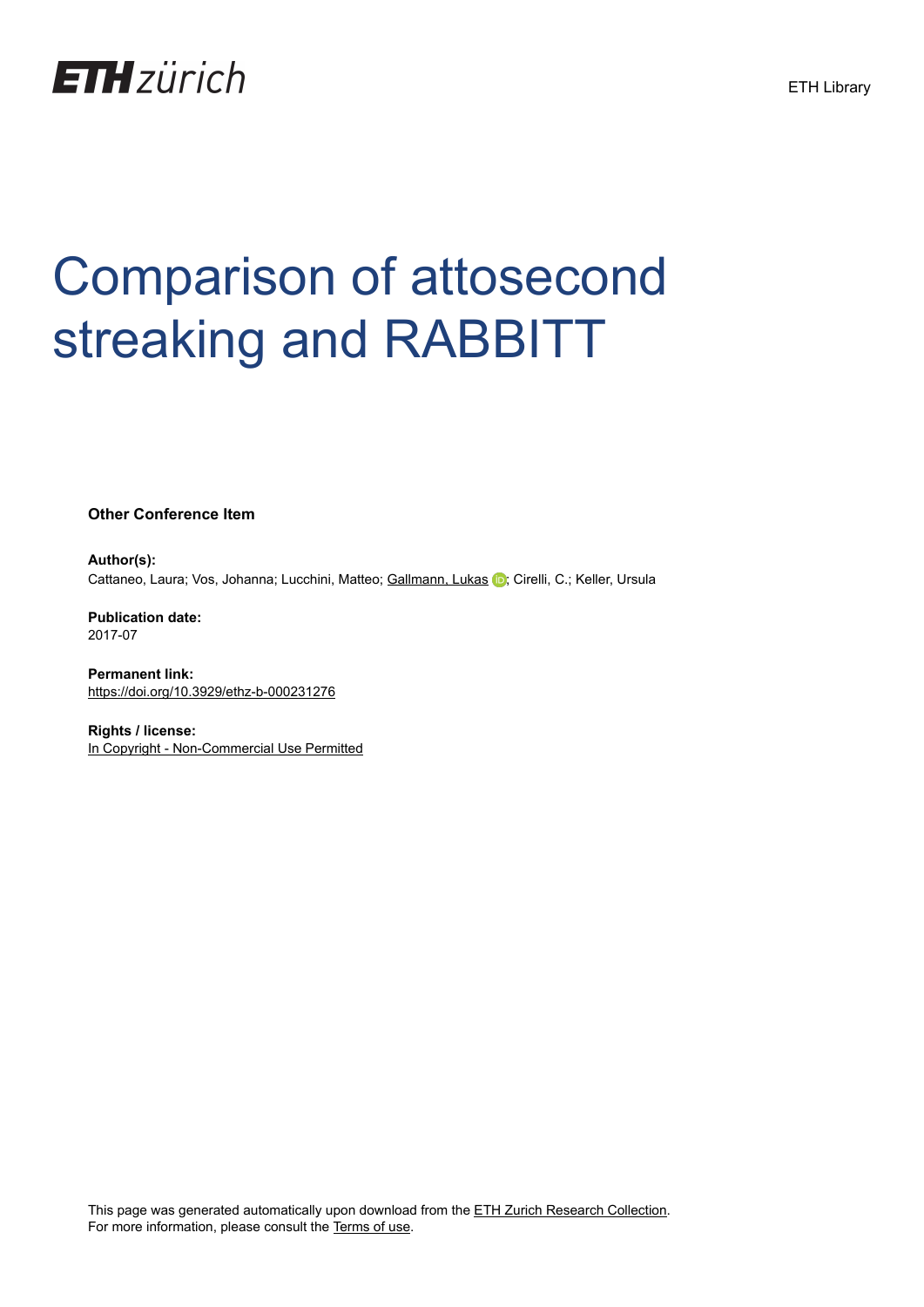ETH zürich

ETH Library

# Comparison of attosecond streaking and RABBITT

**Other Conference Item**

**Author(s):**
Cattaneo, Laura; Vos, Johanna; Lucchini, Matteo; Gallmann, Lukas; Cirelli, C.; Keller, Ursula

**Publication date:**
2017-07

**Permanent link:**
https://doi.org/10.3929/ethz-b-000231276

**Rights / license:**
In Copyright - Non-Commercial Use Permitted

This page was generated automatically upon download from the ETH Zurich Research Collection.
For more information, please consult the Terms of use.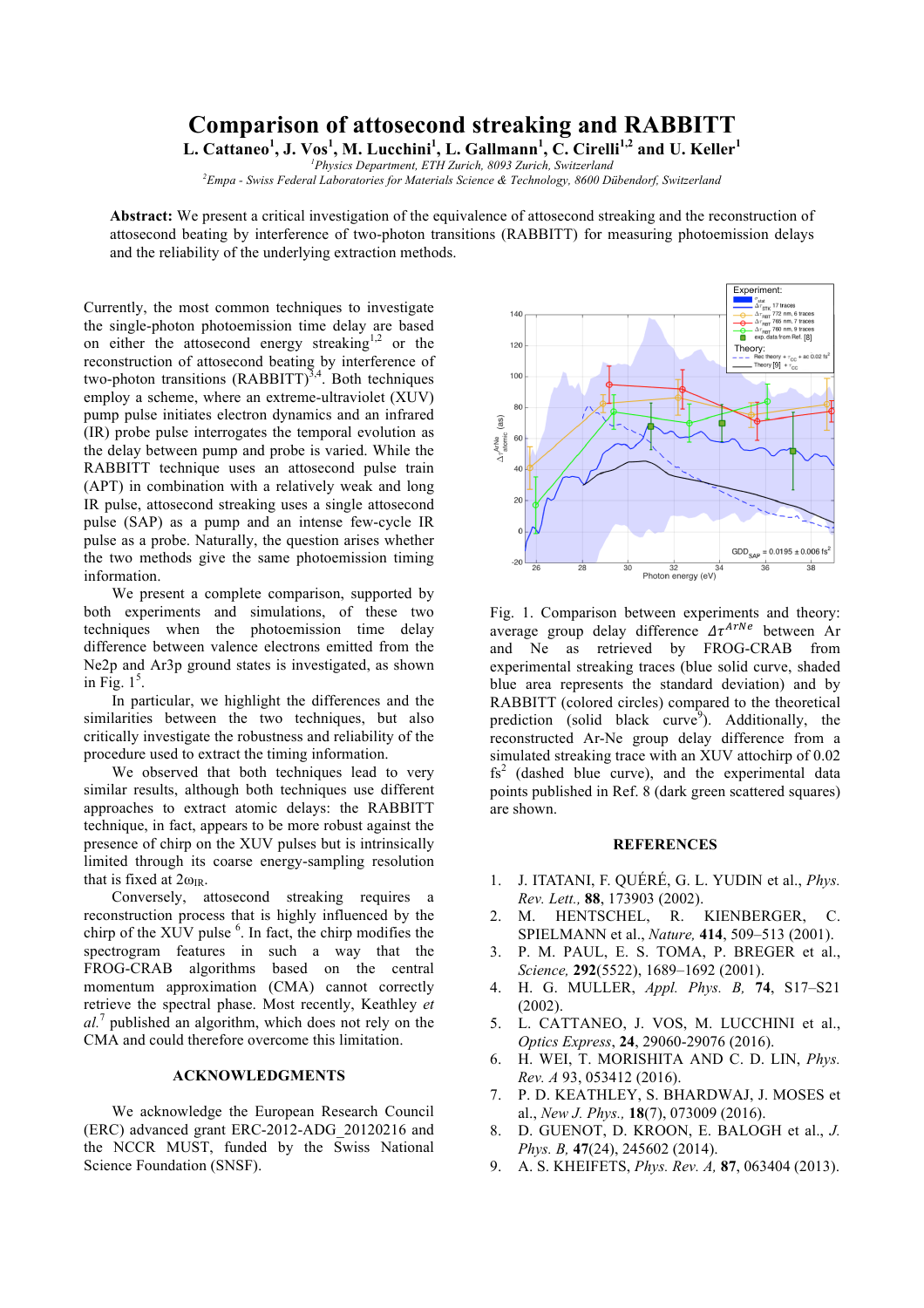# Comparison of attosecond streaking and RABBITT

**L. Cattaneo[1], J. Vos[1], M. Lucchini[1], L. Gallmann[1], C. Cirelli[1,2] and U. Keller[1]**

[1]*Physics Department, ETH Zurich, 8093 Zurich, Switzerland*

[2]*Empa - Swiss Federal Laboratories for Materials Science & Technology, 8600 Dübendorf, Switzerland*

**Abstract:** We present a critical investigation of the equivalence of attosecond streaking and the reconstruction of attosecond beating by interference of two-photon transitions (RABBITT) for measuring photoemission delays and the reliability of the underlying extraction methods.

Currently, the most common techniques to investigate the single-photon photoemission time delay are based on either the attosecond energy streaking[1,2] or the reconstruction of attosecond beating by interference of two-photon transitions (RABBITT)[3,4]. Both techniques employ a scheme, where an extreme-ultraviolet (XUV) pump pulse initiates electron dynamics and an infrared (IR) probe pulse interrogates the temporal evolution as the delay between pump and probe is varied. While the RABBITT technique uses an attosecond pulse train (APT) in combination with a relatively weak and long IR pulse, attosecond streaking uses a single attosecond pulse (SAP) as a pump and an intense few-cycle IR pulse as a probe. Naturally, the question arises whether the two methods give the same photoemission timing information.

We present a complete comparison, supported by both experiments and simulations, of these two techniques when the photoemission time delay difference between valence electrons emitted from the Ne2p and Ar3p ground states is investigated, as shown in Fig. 1[5].

In particular, we highlight the differences and the similarities between the two techniques, but also critically investigate the robustness and reliability of the procedure used to extract the timing information.

We observed that both techniques lead to very similar results, although both techniques use different approaches to extract atomic delays: the RABBITT technique, in fact, appears to be more robust against the presence of chirp on the XUV pulses but is intrinsically limited through its coarse energy-sampling resolution that is fixed at $2\omega_{IR}$.

Conversely, attosecond streaking requires a reconstruction process that is highly influenced by the chirp of the XUV pulse [6]. In fact, the chirp modifies the spectrogram features in such a way that the FROG-CRAB algorithms based on the central momentum approximation (CMA) cannot correctly retrieve the spectral phase. Most recently, Keathley *et al.*[7] published an algorithm, which does not rely on the CMA and could therefore overcome this limitation.

Experiment:
$\sigma_{std}$
$\Delta\tau_{STR}$ 17 traces
$\Delta\tau_{RBT}$ 772 nm, 6 traces
$\Delta\tau_{RBT}$ 765 nm, 7 traces
$\Delta\tau_{RBT}$ 760 nm, 9 traces
exp. data from Ref. [8]
Theory:
Rec theory + $\tau_{CC}$ + ac 0.02 fs²
Theory [9] + $\tau_{CC}$
$\Delta\tau^{ArNe}_{atomic}$ (as)
Photon energy (eV)
GDD$_{SAP}$ = 0.0195 ± 0.006 fs²

Fig. 1. Comparison between experiments and theory: average group delay difference $\Delta\tau^{ArNe}$ between Ar and Ne as retrieved by FROG-CRAB from experimental streaking traces (blue solid curve, shaded blue area represents the standard deviation) and by RABBITT (colored circles) compared to the theoretical prediction (solid black curve[9]). Additionally, the reconstructed Ar-Ne group delay difference from a simulated streaking trace with an XUV attochirp of 0.02 fs$^2$ (dashed blue curve), and the experimental data points published in Ref. 8 (dark green scattered squares) are shown.

## ACKNOWLEDGMENTS

We acknowledge the European Research Council (ERC) advanced grant ERC-2012-ADG_20120216 and the NCCR MUST, funded by the Swiss National Science Foundation (SNSF).

## REFERENCES

1. J. ITATANI, F. QUÉRÉ, G. L. YUDIN et al., *Phys. Rev. Lett.*, **88**, 173903 (2002).
2. M. HENTSCHEL, R. KIENBERGER, C. SPIELMANN et al., *Nature,* **414**, 509–513 (2001).
3. P. M. PAUL, E. S. TOMA, P. BREGER et al., *Science,* **292**(5522), 1689–1692 (2001).
4. H. G. MULLER, *Appl. Phys. B,* **74**, S17–S21 (2002).
5. L. CATTANEO, J. VOS, M. LUCCHINI et al., *Optics Express*, **24**, 29060-29076 (2016).
6. H. WEI, T. MORISHITA AND C. D. LIN, *Phys. Rev. A* 93, 053412 (2016).
7. P. D. KEATHLEY, S. BHARDWAJ, J. MOSES et al., *New J. Phys.,* **18**(7), 073009 (2016).
8. D. GUENOT, D. KROON, E. BALOGH et al., *J. Phys. B*, **47**(24), 245602 (2014).
9. A. S. KHEIFETS, *Phys. Rev. A,* **87**, 063404 (2013).